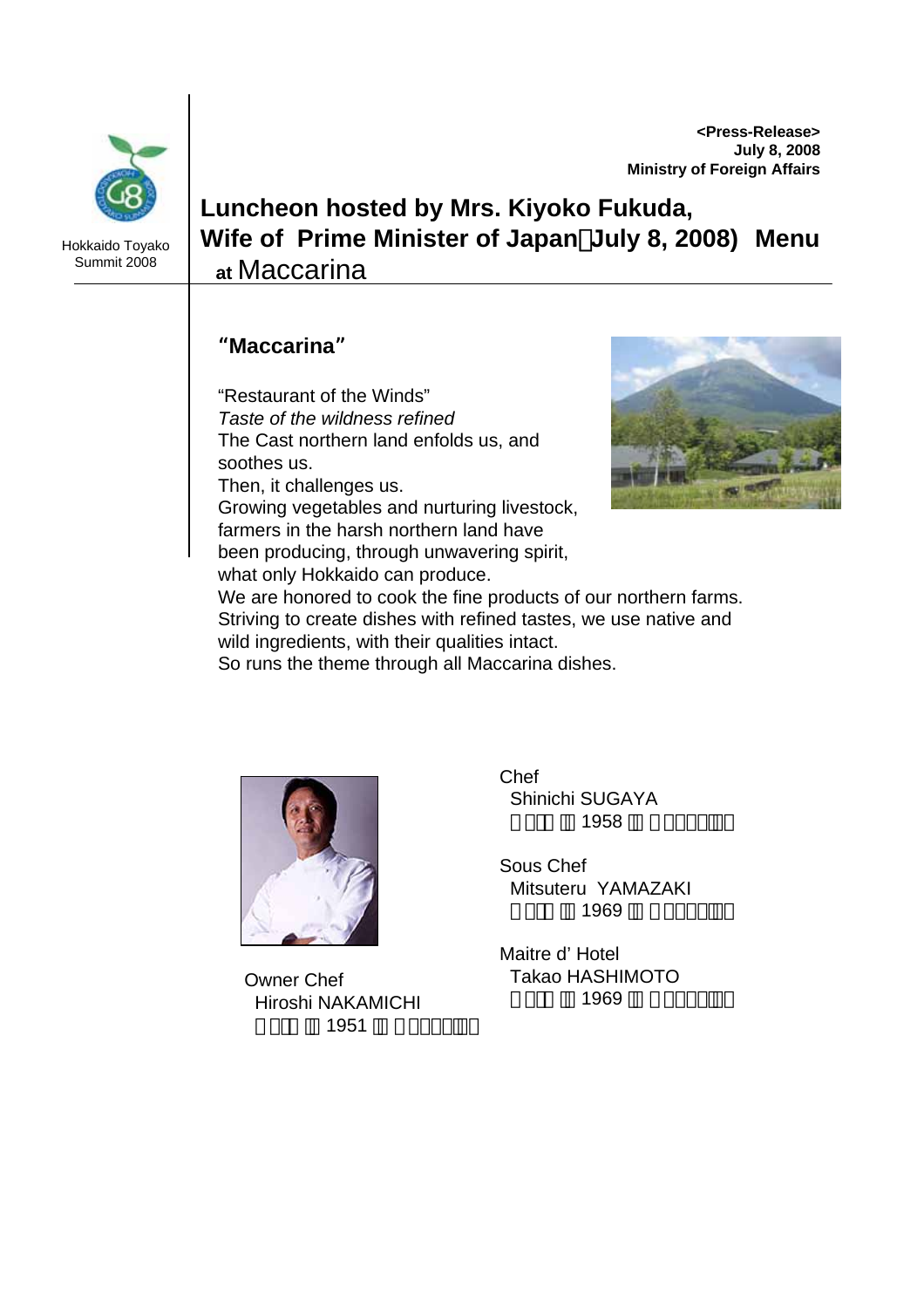Hokkaido Toyako Summit 2008

**<Press-Release>**
**July 8, 2008**
**Ministry of Foreign Affairs**

# Luncheon hosted by Mrs. Kiyoko Fukuda, Wife of Prime Minister of Japan（July 8, 2008) Menu at Maccarina

## "Maccarina"

"Restaurant of the Winds"
*Taste of the wildness refined*
The Cast northern land enfolds us, and soothes us.
Then, it challenges us.
Growing vegetables and nurturing livestock, farmers in the harsh northern land have been producing, through unwavering spirit, what only Hokkaido can produce.
We are honored to cook the fine products of our northern farms.
Striving to create dishes with refined tastes, we use native and wild ingredients, with their qualities intact.
So runs the theme through all Maccarina dishes.

Owner Chef
Hiroshi NAKAMICHI
1951

Chef
Shinichi SUGAYA
1958

Sous Chef
Mitsuteru YAMAZAKI
1969

Maitre d' Hotel
Takao HASHIMOTO
1969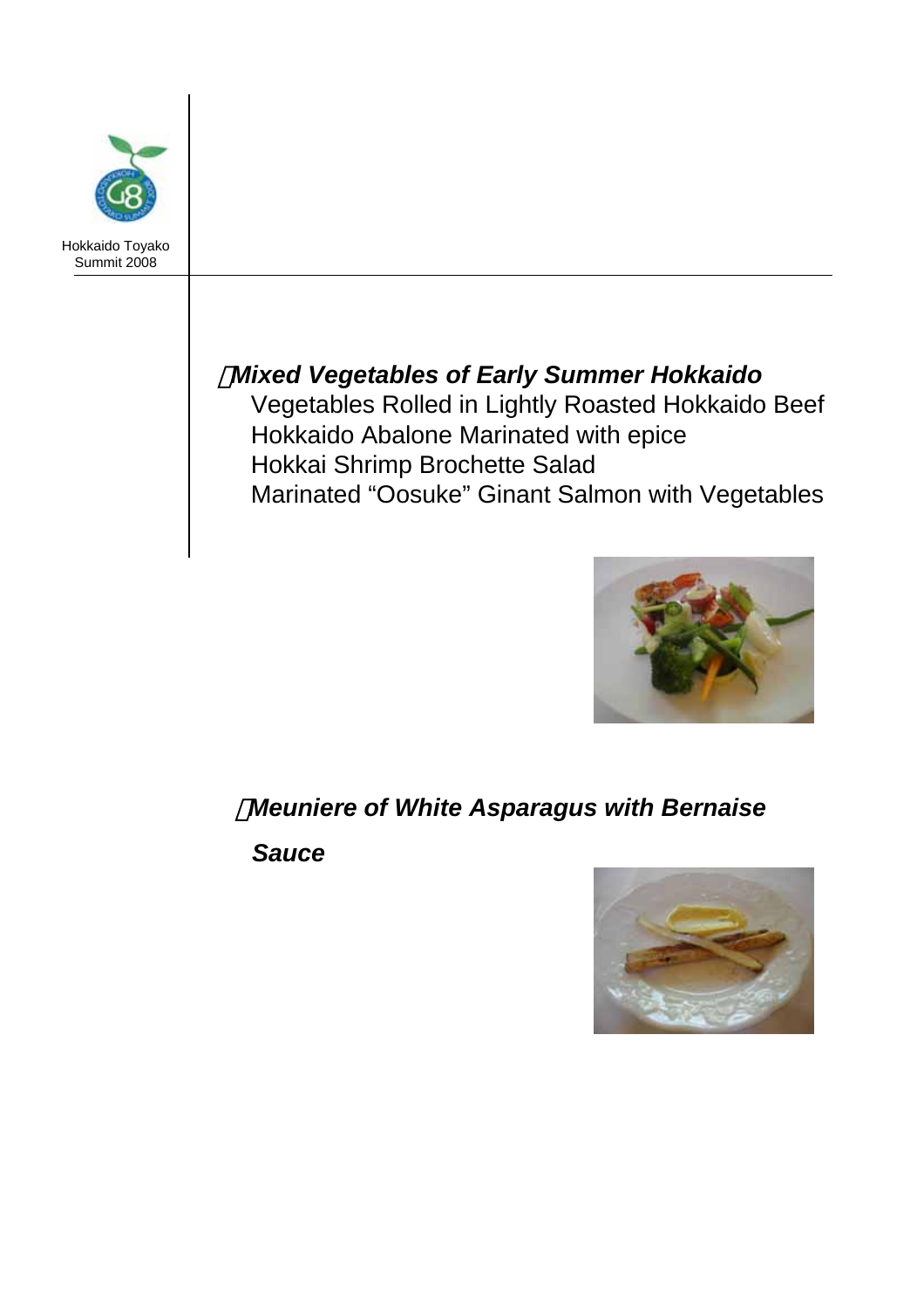Hokkaido Toyako Summit 2008

・***Mixed Vegetables of Early Summer Hokkaido***

Vegetables Rolled in Lightly Roasted Hokkaido Beef
Hokkaido Abalone Marinated with epice
Hokkai Shrimp Brochette Salad
Marinated "Oosuke" Ginant Salmon with Vegetables

・***Meuniere of White Asparagus with Bernaise Sauce***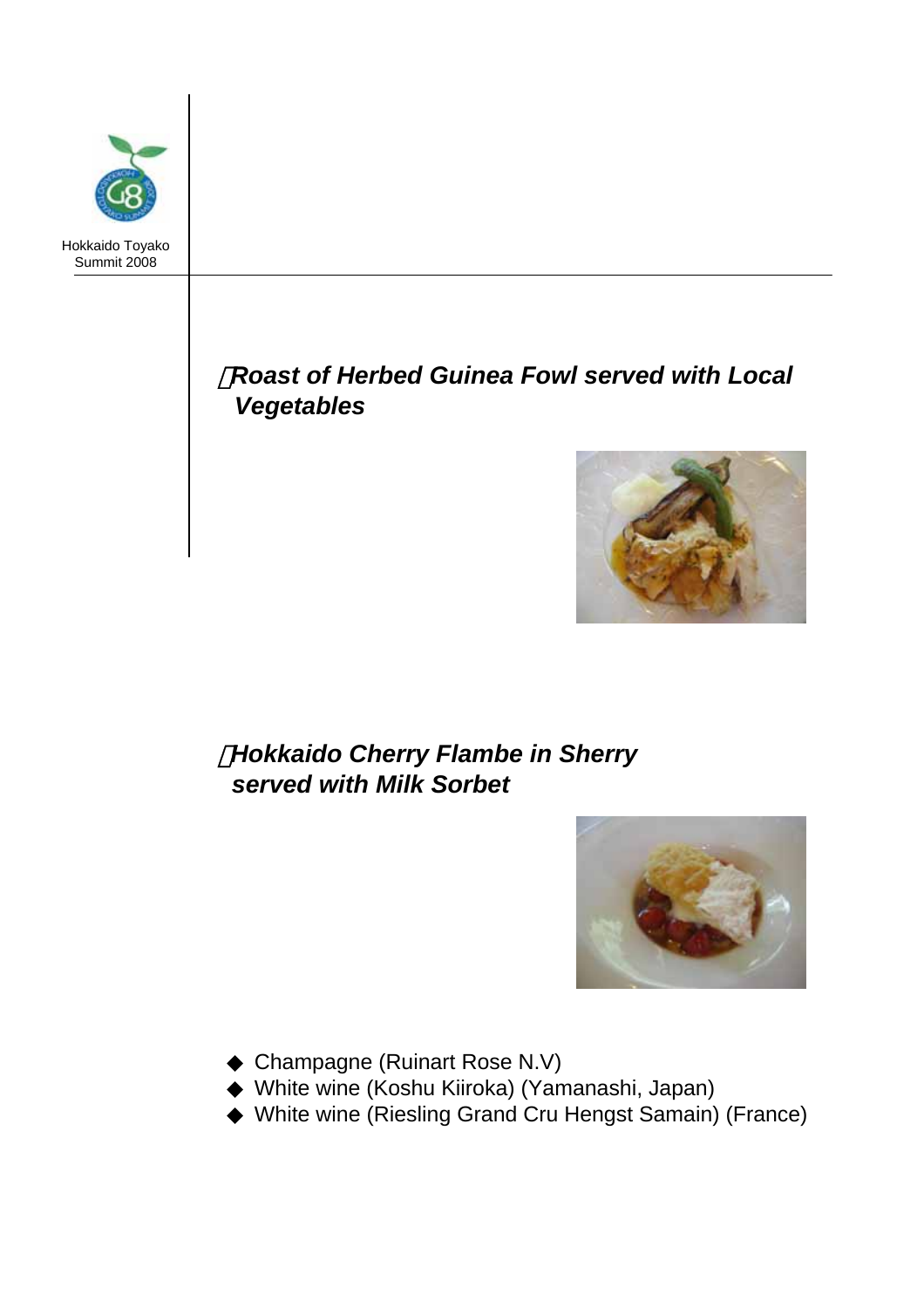Hokkaido Toyako Summit 2008

### ・Roast of Herbed Guinea Fowl served with Local Vegetables

### ・Hokkaido Cherry Flambe in Sherry served with Milk Sorbet

- Champagne (Ruinart Rose N.V)
- White wine (Koshu Kiiroka) (Yamanashi, Japan)
- White wine (Riesling Grand Cru Hengst Samain) (France)